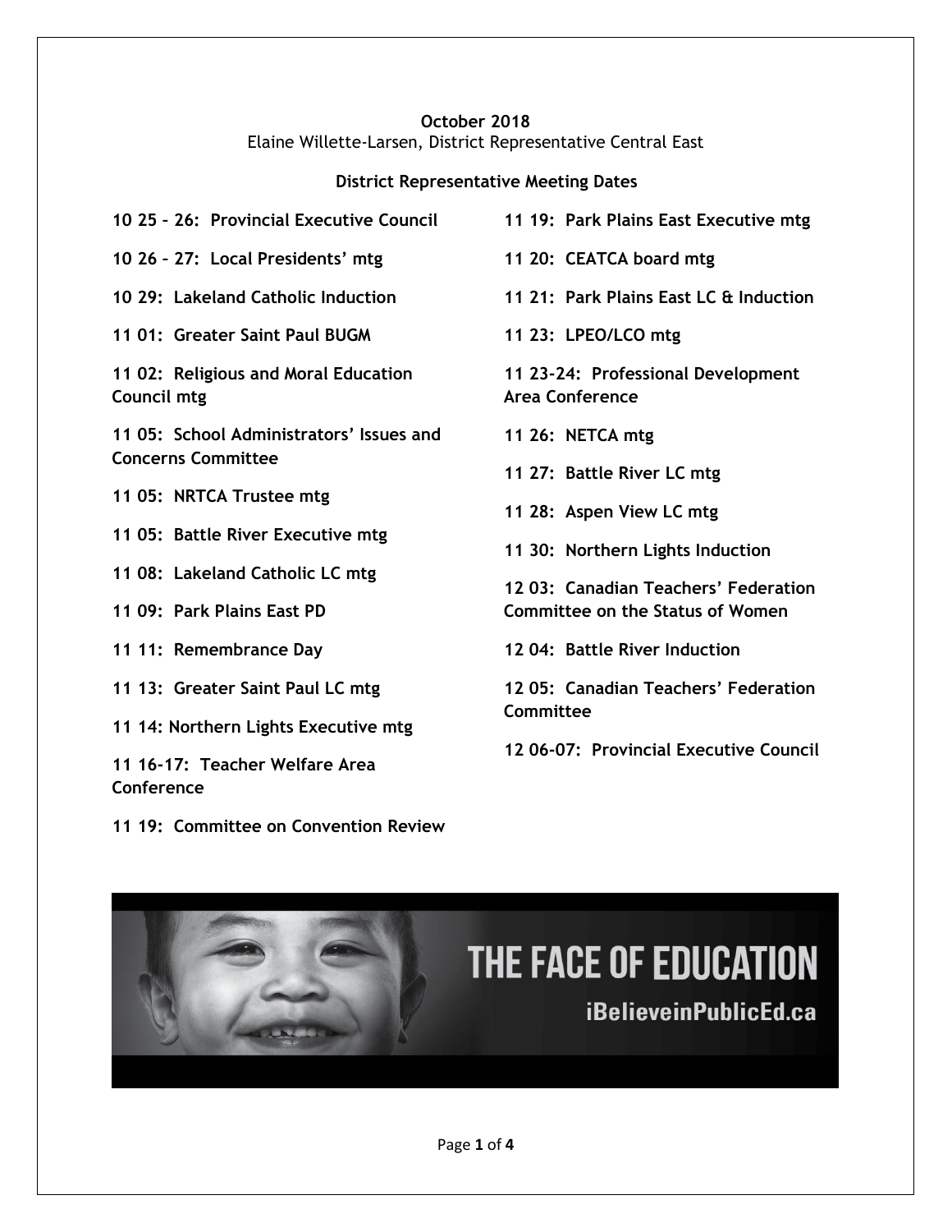**October 2018**
Elaine Willette-Larsen, District Representative Central East

**District Representative Meeting Dates**

**10 25 – 26: Provincial Executive Council**

**10 26 – 27: Local Presidents' mtg**

**10 29: Lakeland Catholic Induction**

**11 01: Greater Saint Paul BUGM**

**11 02: Religious and Moral Education Council mtg**

**11 05: School Administrators' Issues and Concerns Committee**

**11 05: NRTCA Trustee mtg**

**11 05: Battle River Executive mtg**

**11 08: Lakeland Catholic LC mtg**

**11 09: Park Plains East PD**

**11 11: Remembrance Day**

**11 13: Greater Saint Paul LC mtg**

**11 14: Northern Lights Executive mtg**

**11 16-17: Teacher Welfare Area Conference**

**11 19: Committee on Convention Review**

**11 19: Park Plains East Executive mtg**

**11 20: CEATCA board mtg**

**11 21: Park Plains East LC & Induction**

**11 23: LPEO/LCO mtg**

**11 23-24: Professional Development Area Conference**

**11 26: NETCA mtg**

**11 27: Battle River LC mtg**

**11 28: Aspen View LC mtg**

**11 30: Northern Lights Induction**

**12 03: Canadian Teachers' Federation Committee on the Status of Women**

**12 04: Battle River Induction**

**12 05: Canadian Teachers' Federation Committee**

**12 06-07: Provincial Executive Council**

THE FACE OF EDUCATION

iBelieveinPublicEd.ca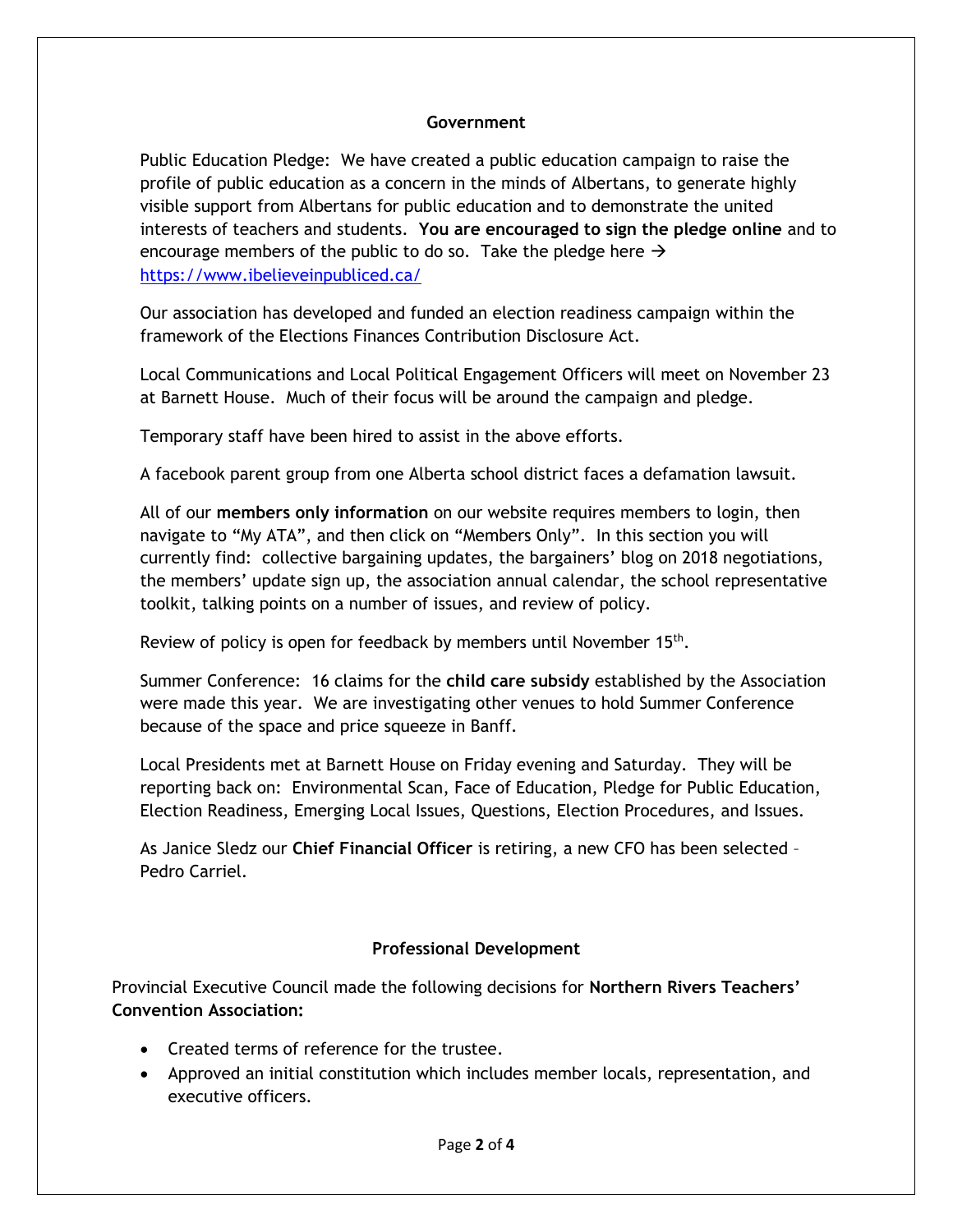## Government

Public Education Pledge: We have created a public education campaign to raise the profile of public education as a concern in the minds of Albertans, to generate highly visible support from Albertans for public education and to demonstrate the united interests of teachers and students. **You are encouraged to sign the pledge online** and to encourage members of the public to do so. Take the pledge here → [https://www.ibelieveinpubliced.ca/](https://www.ibelieveinpubliced.ca/)

Our association has developed and funded an election readiness campaign within the framework of the Elections Finances Contribution Disclosure Act.

Local Communications and Local Political Engagement Officers will meet on November 23 at Barnett House. Much of their focus will be around the campaign and pledge.

Temporary staff have been hired to assist in the above efforts.

A facebook parent group from one Alberta school district faces a defamation lawsuit.

All of our **members only information** on our website requires members to login, then navigate to "My ATA", and then click on "Members Only". In this section you will currently find: collective bargaining updates, the bargainers' blog on 2018 negotiations, the members' update sign up, the association annual calendar, the school representative toolkit, talking points on a number of issues, and review of policy.

Review of policy is open for feedback by members until November 15th.

Summer Conference: 16 claims for the **child care subsidy** established by the Association were made this year. We are investigating other venues to hold Summer Conference because of the space and price squeeze in Banff.

Local Presidents met at Barnett House on Friday evening and Saturday. They will be reporting back on: Environmental Scan, Face of Education, Pledge for Public Education, Election Readiness, Emerging Local Issues, Questions, Election Procedures, and Issues.

As Janice Sledz our **Chief Financial Officer** is retiring, a new CFO has been selected – Pedro Carriel.

## Professional Development

Provincial Executive Council made the following decisions for **Northern Rivers Teachers' Convention Association:**

- Created terms of reference for the trustee.
- Approved an initial constitution which includes member locals, representation, and executive officers.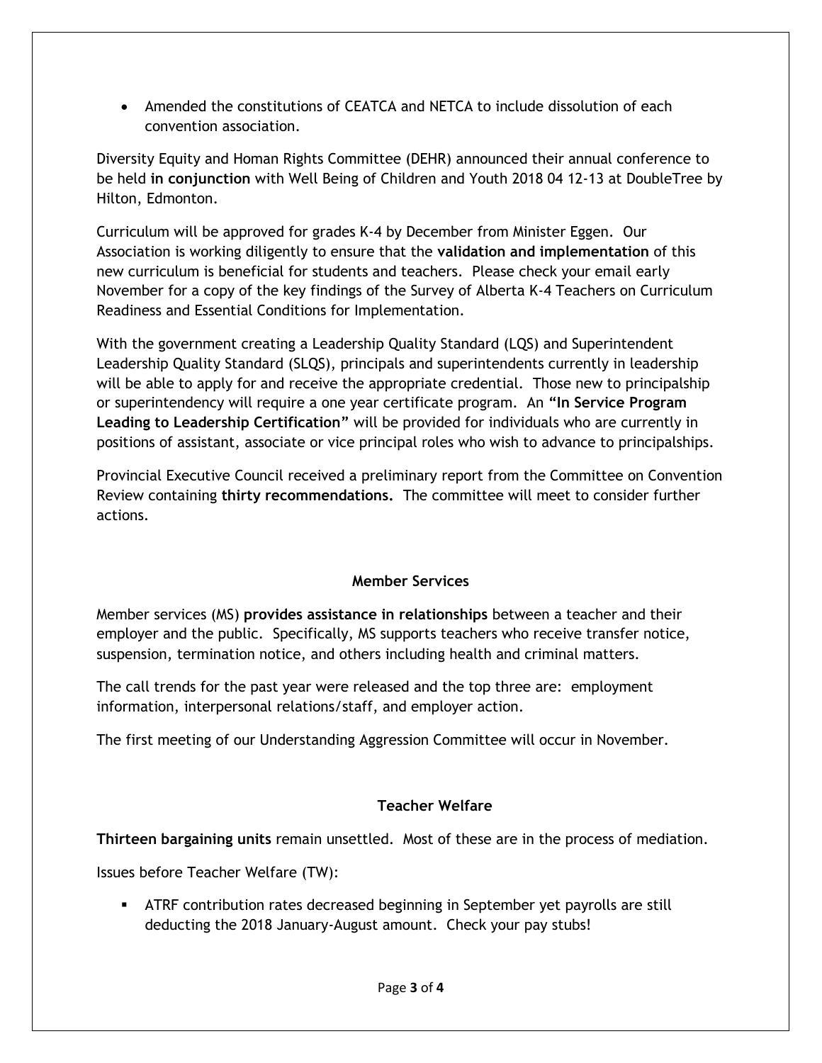- Amended the constitutions of CEATCA and NETCA to include dissolution of each convention association.

Diversity Equity and Homan Rights Committee (DEHR) announced their annual conference to be held **in conjunction** with Well Being of Children and Youth 2018 04 12-13 at DoubleTree by Hilton, Edmonton.

Curriculum will be approved for grades K-4 by December from Minister Eggen. Our Association is working diligently to ensure that the **validation and implementation** of this new curriculum is beneficial for students and teachers. Please check your email early November for a copy of the key findings of the Survey of Alberta K-4 Teachers on Curriculum Readiness and Essential Conditions for Implementation.

With the government creating a Leadership Quality Standard (LQS) and Superintendent Leadership Quality Standard (SLQS), principals and superintendents currently in leadership will be able to apply for and receive the appropriate credential. Those new to principalship or superintendency will require a one year certificate program. An **"In Service Program Leading to Leadership Certification"** will be provided for individuals who are currently in positions of assistant, associate or vice principal roles who wish to advance to principalships.

Provincial Executive Council received a preliminary report from the Committee on Convention Review containing **thirty recommendations.** The committee will meet to consider further actions.

## Member Services

Member services (MS) **provides assistance in relationships** between a teacher and their employer and the public. Specifically, MS supports teachers who receive transfer notice, suspension, termination notice, and others including health and criminal matters.

The call trends for the past year were released and the top three are: employment information, interpersonal relations/staff, and employer action.

The first meeting of our Understanding Aggression Committee will occur in November.

## Teacher Welfare

**Thirteen bargaining units** remain unsettled. Most of these are in the process of mediation.

Issues before Teacher Welfare (TW):

- ATRF contribution rates decreased beginning in September yet payrolls are still deducting the 2018 January-August amount. Check your pay stubs!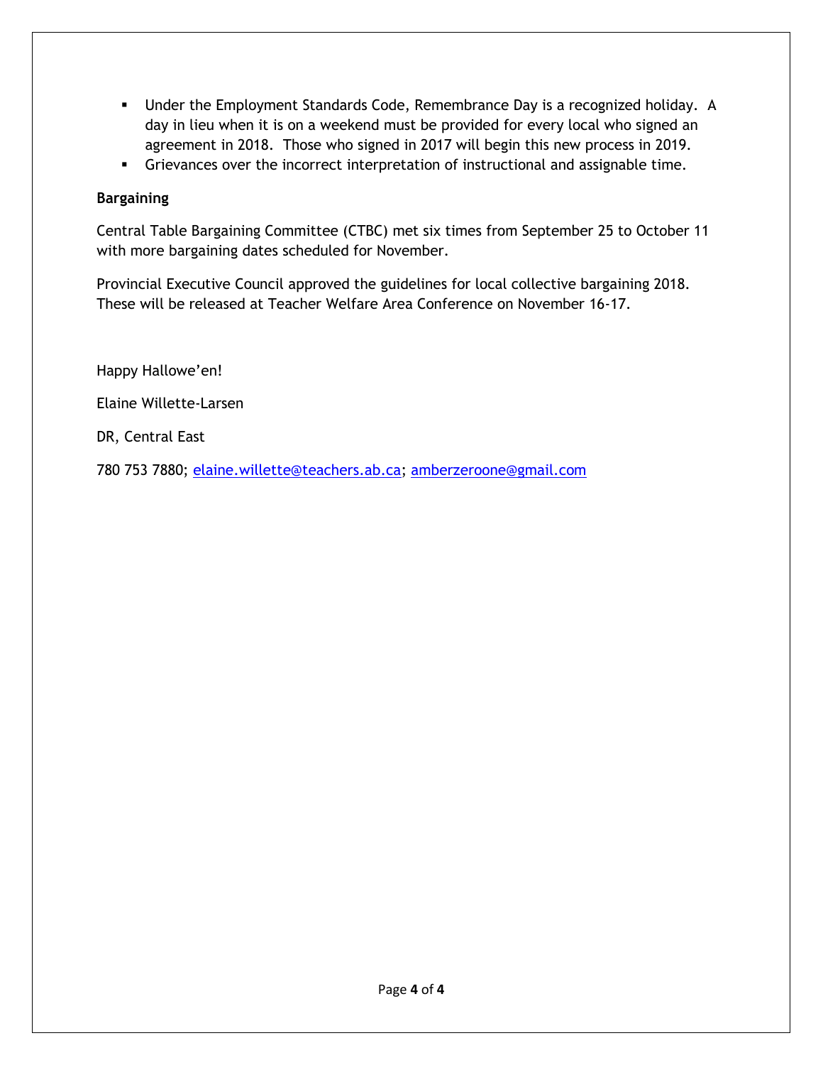- Under the Employment Standards Code, Remembrance Day is a recognized holiday. A day in lieu when it is on a weekend must be provided for every local who signed an agreement in 2018. Those who signed in 2017 will begin this new process in 2019.
- Grievances over the incorrect interpretation of instructional and assignable time.

**Bargaining**

Central Table Bargaining Committee (CTBC) met six times from September 25 to October 11 with more bargaining dates scheduled for November.

Provincial Executive Council approved the guidelines for local collective bargaining 2018. These will be released at Teacher Welfare Area Conference on November 16-17.

Happy Hallowe'en!

Elaine Willette-Larsen

DR, Central East

780 753 7880; elaine.willette@teachers.ab.ca; amberzeroone@gmail.com